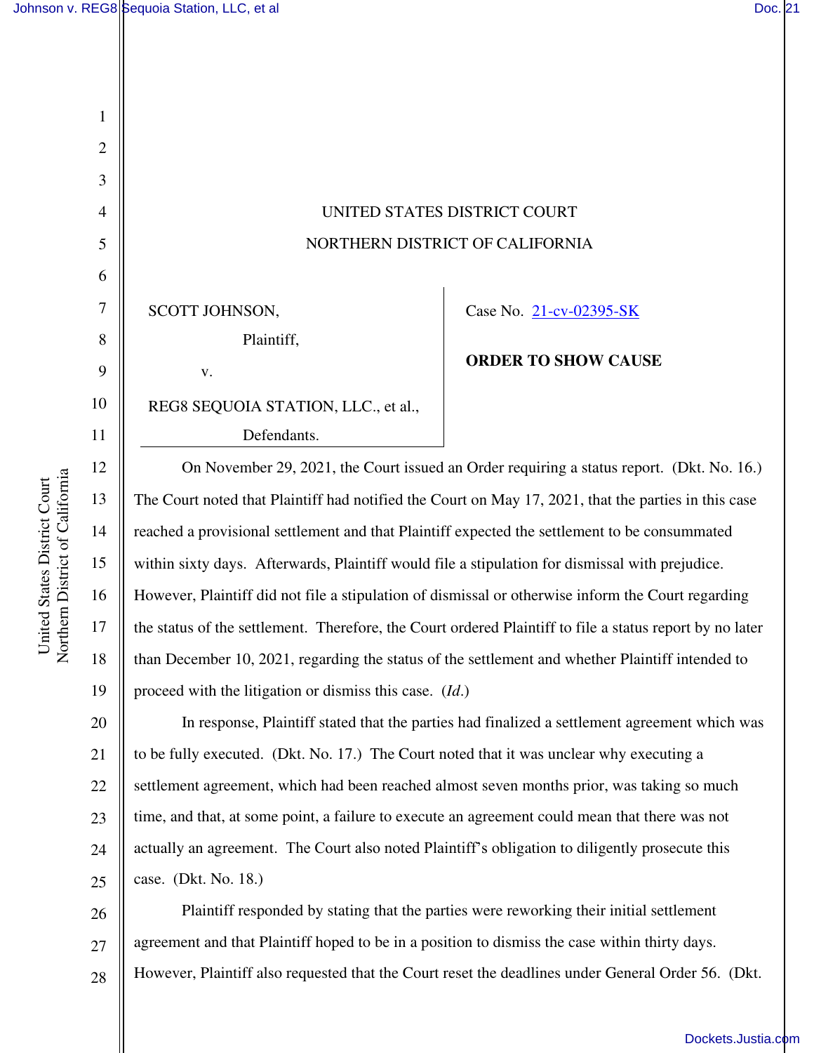UNITED STATES DISTRICT COURT

NORTHERN DISTRICT OF CALIFORNIA

SCOTT JOHNSON,

Plaintiff,

v.

REG8 SEQUOIA STATION, LLC., et al.,

Defendants.

Case No. 21-cv-02395-SK

**ORDER TO SHOW CAUSE**

On November 29, 2021, the Court issued an Order requiring a status report. (Dkt. No. 16.) The Court noted that Plaintiff had notified the Court on May 17, 2021, that the parties in this case reached a provisional settlement and that Plaintiff expected the settlement to be consummated within sixty days. Afterwards, Plaintiff would file a stipulation for dismissal with prejudice. However, Plaintiff did not file a stipulation of dismissal or otherwise inform the Court regarding the status of the settlement. Therefore, the Court ordered Plaintiff to file a status report by no later than December 10, 2021, regarding the status of the settlement and whether Plaintiff intended to proceed with the litigation or dismiss this case. (*Id*.)

In response, Plaintiff stated that the parties had finalized a settlement agreement which was to be fully executed. (Dkt. No. 17.) The Court noted that it was unclear why executing a settlement agreement, which had been reached almost seven months prior, was taking so much time, and that, at some point, a failure to execute an agreement could mean that there was not actually an agreement. The Court also noted Plaintiff's obligation to diligently prosecute this case. (Dkt. No. 18.)

Plaintiff responded by stating that the parties were reworking their initial settlement agreement and that Plaintiff hoped to be in a position to dismiss the case within thirty days. However, Plaintiff also requested that the Court reset the deadlines under General Order 56. (Dkt.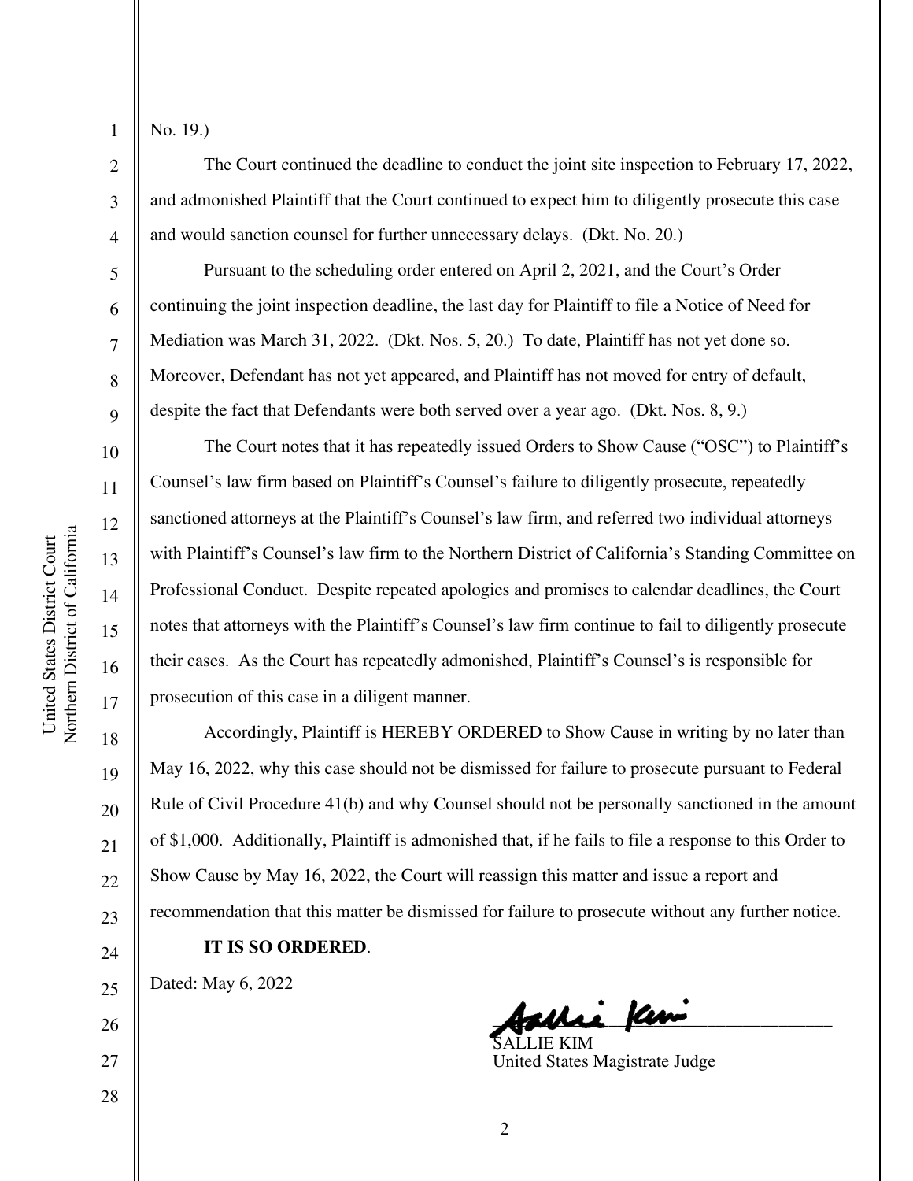No. 19.)

The Court continued the deadline to conduct the joint site inspection to February 17, 2022, and admonished Plaintiff that the Court continued to expect him to diligently prosecute this case and would sanction counsel for further unnecessary delays. (Dkt. No. 20.)

Pursuant to the scheduling order entered on April 2, 2021, and the Court's Order continuing the joint inspection deadline, the last day for Plaintiff to file a Notice of Need for Mediation was March 31, 2022. (Dkt. Nos. 5, 20.) To date, Plaintiff has not yet done so. Moreover, Defendant has not yet appeared, and Plaintiff has not moved for entry of default, despite the fact that Defendants were both served over a year ago. (Dkt. Nos. 8, 9.)

The Court notes that it has repeatedly issued Orders to Show Cause ("OSC") to Plaintiff's Counsel's law firm based on Plaintiff's Counsel's failure to diligently prosecute, repeatedly sanctioned attorneys at the Plaintiff's Counsel's law firm, and referred two individual attorneys with Plaintiff's Counsel's law firm to the Northern District of California's Standing Committee on Professional Conduct. Despite repeated apologies and promises to calendar deadlines, the Court notes that attorneys with the Plaintiff's Counsel's law firm continue to fail to diligently prosecute their cases. As the Court has repeatedly admonished, Plaintiff's Counsel's is responsible for prosecution of this case in a diligent manner.

Accordingly, Plaintiff is HEREBY ORDERED to Show Cause in writing by no later than May 16, 2022, why this case should not be dismissed for failure to prosecute pursuant to Federal Rule of Civil Procedure 41(b) and why Counsel should not be personally sanctioned in the amount of $1,000. Additionally, Plaintiff is admonished that, if he fails to file a response to this Order to Show Cause by May 16, 2022, the Court will reassign this matter and issue a report and recommendation that this matter be dismissed for failure to prosecute without any further notice.

**IT IS SO ORDERED**.

Dated: May 6, 2022

SALLIE KIM
United States Magistrate Judge